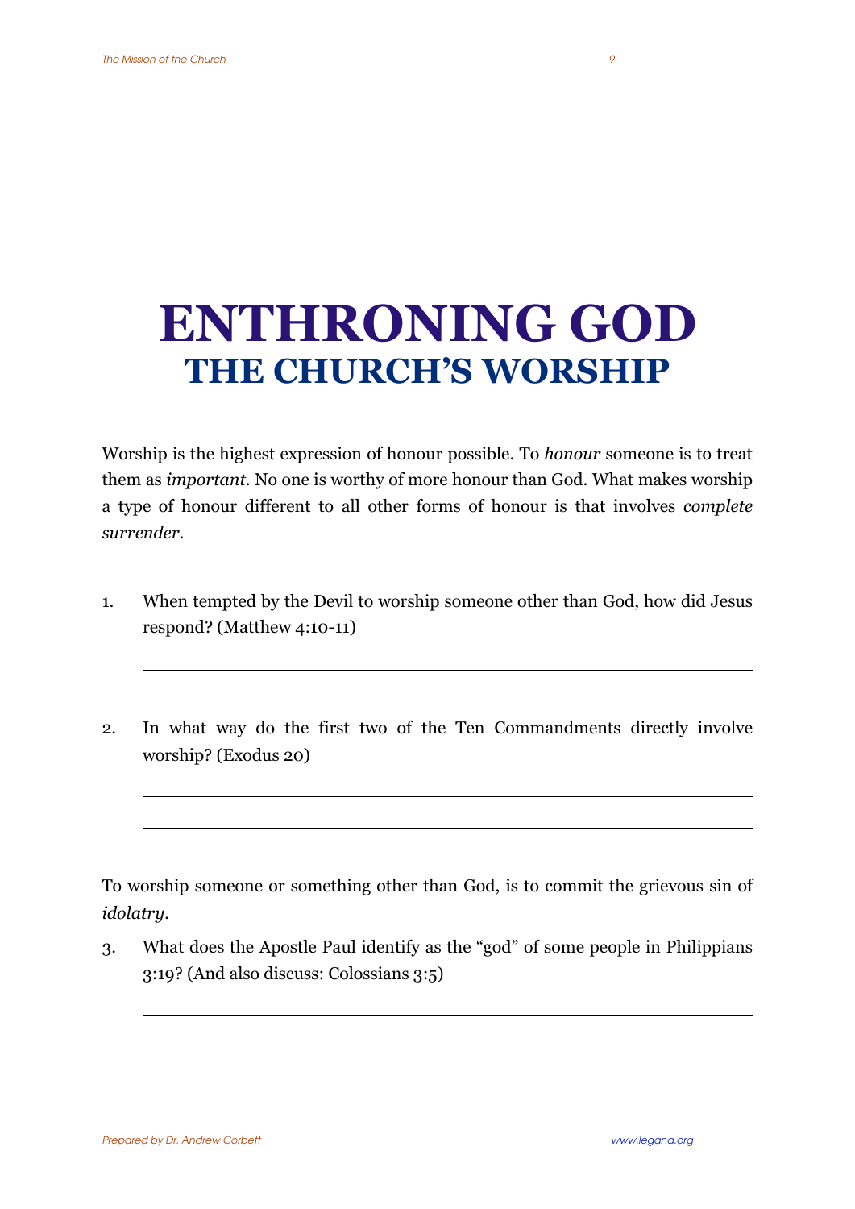# ENTHRONING GOD

## THE CHURCH'S WORSHIP

Worship is the highest expression of honour possible. To *honour* someone is to treat them as *important*. No one is worthy of more honour than God. What makes worship a type of honour different to all other forms of honour is that involves *complete surrender*.

1. When tempted by the Devil to worship someone other than God, how did Jesus respond? (Matthew 4:10-11)

   ___

2. In what way do the first two of the Ten Commandments directly involve worship? (Exodus 20)

   ___

   ___

To worship someone or something other than God, is to commit the grievous sin of *idolatry*.

3. What does the Apostle Paul identify as the "god" of some people in Philippians 3:19? (And also discuss: Colossians 3:5)

   ___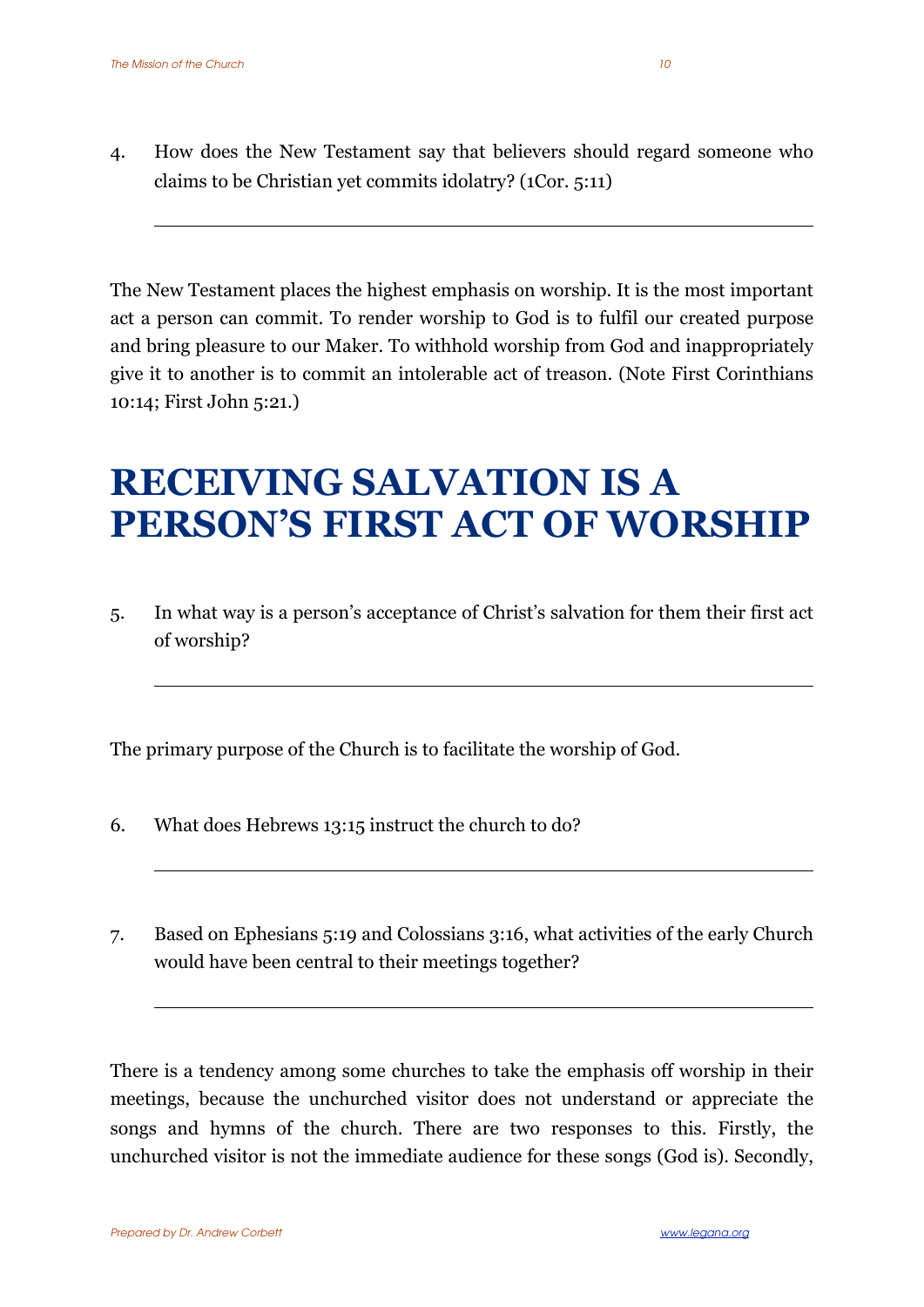4. How does the New Testament say that believers should regard someone who claims to be Christian yet commits idolatry? (1Cor. 5:11)

______________________________________________

The New Testament places the highest emphasis on worship. It is the most important act a person can commit. To render worship to God is to fulfil our created purpose and bring pleasure to our Maker. To withhold worship from God and inappropriately give it to another is to commit an intolerable act of treason. (Note First Corinthians 10:14; First John 5:21.)

# RECEIVING SALVATION IS A PERSON'S FIRST ACT OF WORSHIP

5. In what way is a person's acceptance of Christ's salvation for them their first act of worship?

______________________________________________

The primary purpose of the Church is to facilitate the worship of God.

6. What does Hebrews 13:15 instruct the church to do?

______________________________________________

7. Based on Ephesians 5:19 and Colossians 3:16, what activities of the early Church would have been central to their meetings together?

______________________________________________

There is a tendency among some churches to take the emphasis off worship in their meetings, because the unchurched visitor does not understand or appreciate the songs and hymns of the church. There are two responses to this. Firstly, the unchurched visitor is not the immediate audience for these songs (God is). Secondly,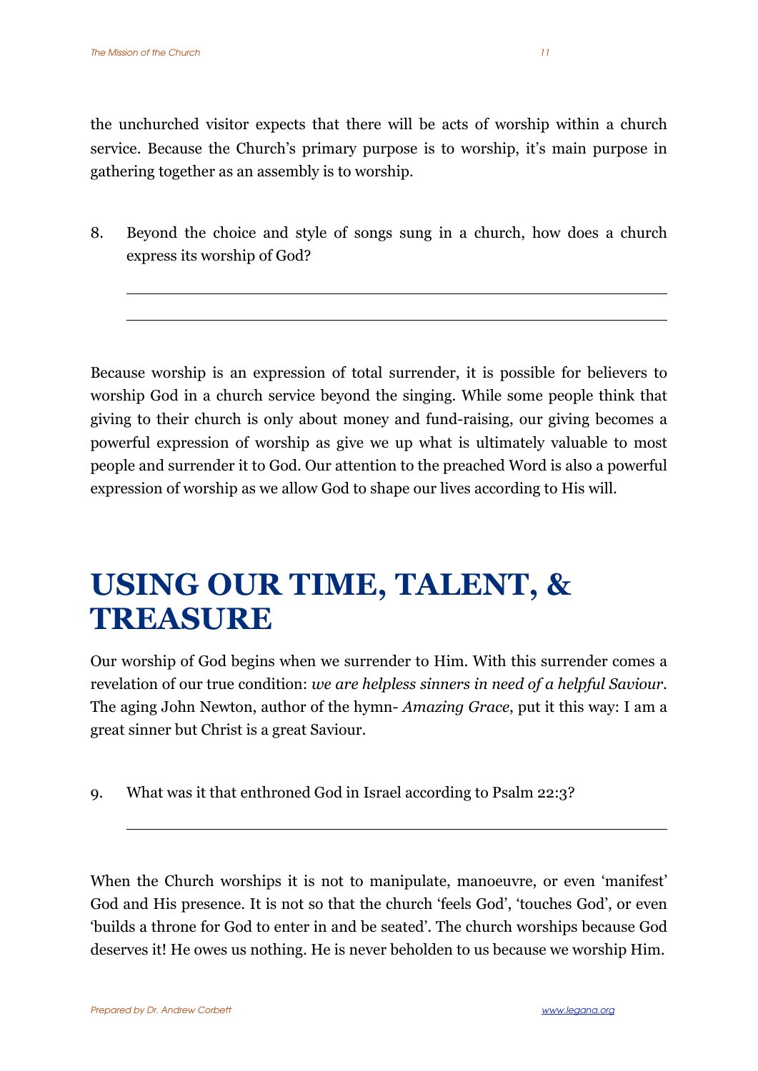the unchurched visitor expects that there will be acts of worship within a church service. Because the Church's primary purpose is to worship, it's main purpose in gathering together as an assembly is to worship.

8. Beyond the choice and style of songs sung in a church, how does a church express its worship of God?

_______________________________________________

_______________________________________________

Because worship is an expression of total surrender, it is possible for believers to worship God in a church service beyond the singing. While some people think that giving to their church is only about money and fund-raising, our giving becomes a powerful expression of worship as give we up what is ultimately valuable to most people and surrender it to God. Our attention to the preached Word is also a powerful expression of worship as we allow God to shape our lives according to His will.

# USING OUR TIME, TALENT, & TREASURE

Our worship of God begins when we surrender to Him. With this surrender comes a revelation of our true condition: *we are helpless sinners in need of a helpful Saviour*. The aging John Newton, author of the hymn- *Amazing Grace*, put it this way: I am a great sinner but Christ is a great Saviour.

9. What was it that enthroned God in Israel according to Psalm 22:3?

_______________________________________________

When the Church worships it is not to manipulate, manoeuvre, or even 'manifest' God and His presence. It is not so that the church 'feels God', 'touches God', or even 'builds a throne for God to enter in and be seated'. The church worships because God deserves it! He owes us nothing. He is never beholden to us because we worship Him.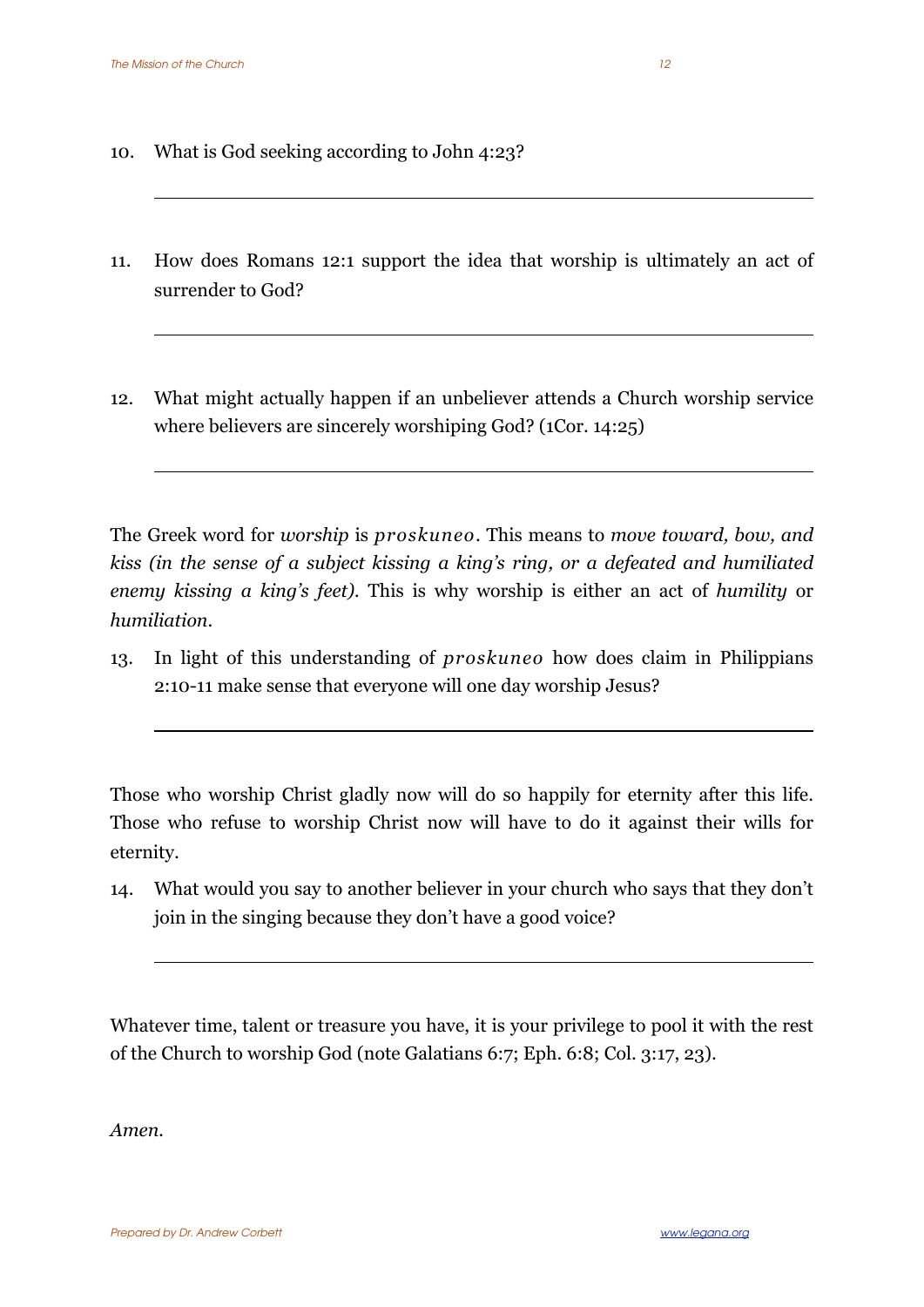10. What is God seeking according to John 4:23?

\_\_\_\_\_\_\_\_\_\_\_\_\_\_\_\_\_\_\_\_\_\_\_\_\_\_\_\_\_\_\_\_\_\_\_\_\_\_\_\_\_\_\_\_\_\_\_\_\_\_\_\_\_\_\_\_

11. How does Romans 12:1 support the idea that worship is ultimately an act of surrender to God?

\_\_\_\_\_\_\_\_\_\_\_\_\_\_\_\_\_\_\_\_\_\_\_\_\_\_\_\_\_\_\_\_\_\_\_\_\_\_\_\_\_\_\_\_\_\_\_\_\_\_\_\_\_\_\_\_

12. What might actually happen if an unbeliever attends a Church worship service where believers are sincerely worshiping God? (1Cor. 14:25)

\_\_\_\_\_\_\_\_\_\_\_\_\_\_\_\_\_\_\_\_\_\_\_\_\_\_\_\_\_\_\_\_\_\_\_\_\_\_\_\_\_\_\_\_\_\_\_\_\_\_\_\_\_\_\_\_

The Greek word for *worship* is *proskuneo*. This means to *move toward, bow, and kiss (in the sense of a subject kissing a king's ring, or a defeated and humiliated enemy kissing a king's feet).* This is why worship is either an act of *humility* or *humiliation*.

13. In light of this understanding of *proskuneo* how does claim in Philippians 2:10-11 make sense that everyone will one day worship Jesus?

\_\_\_\_\_\_\_\_\_\_\_\_\_\_\_\_\_\_\_\_\_\_\_\_\_\_\_\_\_\_\_\_\_\_\_\_\_\_\_\_\_\_\_\_\_\_\_\_\_\_\_\_\_\_\_\_

Those who worship Christ gladly now will do so happily for eternity after this life. Those who refuse to worship Christ now will have to do it against their wills for eternity.

14. What would you say to another believer in your church who says that they don't join in the singing because they don't have a good voice?

\_\_\_\_\_\_\_\_\_\_\_\_\_\_\_\_\_\_\_\_\_\_\_\_\_\_\_\_\_\_\_\_\_\_\_\_\_\_\_\_\_\_\_\_\_\_\_\_\_\_\_\_\_\_\_\_

Whatever time, talent or treasure you have, it is your privilege to pool it with the rest of the Church to worship God (note Galatians 6:7; Eph. 6:8; Col. 3:17, 23).

*Amen.*